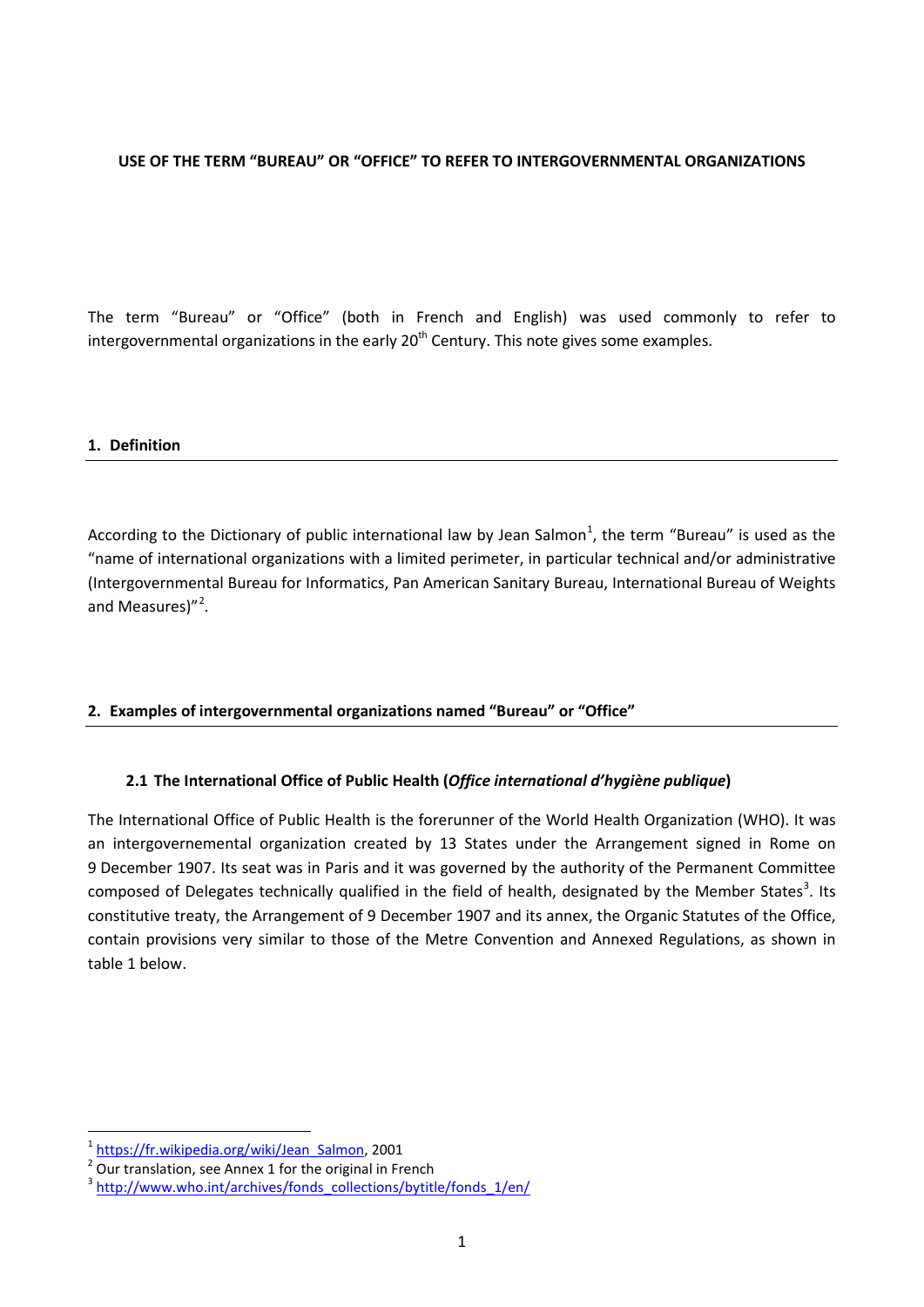**USE OF THE TERM “BUREAU” OR “OFFICE” TO REFER TO INTERGOVERNMENTAL ORGANIZATIONS**

The term “Bureau” or “Office” (both in French and English) was used commonly to refer to intergovernmental organizations in the early 20th Century. This note gives some examples.

## 1. Definition

According to the Dictionary of public international law by Jean Salmon[1], the term “Bureau” is used as the “name of international organizations with a limited perimeter, in particular technical and/or administrative (Intergovernmental Bureau for Informatics, Pan American Sanitary Bureau, International Bureau of Weights and Measures)”[2].

## 2. Examples of intergovernmental organizations named “Bureau” or “Office”

### 2.1 The International Office of Public Health (*Office international d’hygiène publique*)

The International Office of Public Health is the forerunner of the World Health Organization (WHO). It was an intergovernemental organization created by 13 States under the Arrangement signed in Rome on 9 December 1907. Its seat was in Paris and it was governed by the authority of the Permanent Committee composed of Delegates technically qualified in the field of health, designated by the Member States[3]. Its constitutive treaty, the Arrangement of 9 December 1907 and its annex, the Organic Statutes of the Office, contain provisions very similar to those of the Metre Convention and Annexed Regulations, as shown in table 1 below.

---

[1] https://fr.wikipedia.org/wiki/Jean_Salmon, 2001

[2] Our translation, see Annex 1 for the original in French

[3] http://www.who.int/archives/fonds_collections/bytitle/fonds_1/en/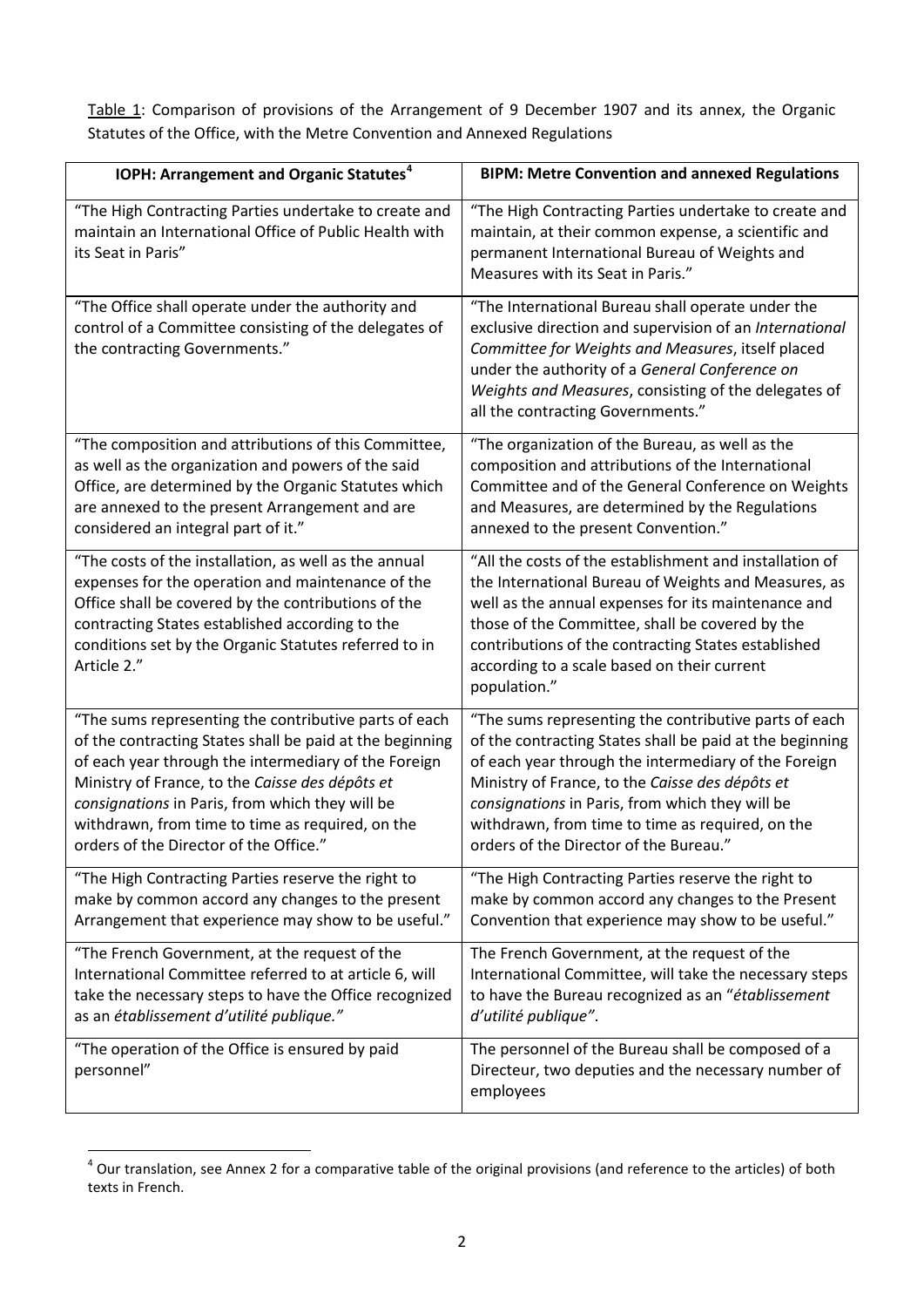Table 1: Comparison of provisions of the Arrangement of 9 December 1907 and its annex, the Organic Statutes of the Office, with the Metre Convention and Annexed Regulations

| IOPH: Arrangement and Organic Statutes[4] | BIPM: Metre Convention and annexed Regulations |
|---|---|
| "The High Contracting Parties undertake to create and maintain an International Office of Public Health with its Seat in Paris" | "The High Contracting Parties undertake to create and maintain, at their common expense, a scientific and permanent International Bureau of Weights and Measures with its Seat in Paris." |
| "The Office shall operate under the authority and control of a Committee consisting of the delegates of the contracting Governments." | "The International Bureau shall operate under the exclusive direction and supervision of an *International Committee for Weights and Measures*, itself placed under the authority of a *General Conference on Weights and Measures*, consisting of the delegates of all the contracting Governments." |
| "The composition and attributions of this Committee, as well as the organization and powers of the said Office, are determined by the Organic Statutes which are annexed to the present Arrangement and are considered an integral part of it." | "The organization of the Bureau, as well as the composition and attributions of the International Committee and of the General Conference on Weights and Measures, are determined by the Regulations annexed to the present Convention." |
| "The costs of the installation, as well as the annual expenses for the operation and maintenance of the Office shall be covered by the contributions of the contracting States established according to the conditions set by the Organic Statutes referred to in Article 2." | "All the costs of the establishment and installation of the International Bureau of Weights and Measures, as well as the annual expenses for its maintenance and those of the Committee, shall be covered by the contributions of the contracting States established according to a scale based on their current population." |
| "The sums representing the contributive parts of each of the contracting States shall be paid at the beginning of each year through the intermediary of the Foreign Ministry of France, to the *Caisse des dépôts et consignations* in Paris, from which they will be withdrawn, from time to time as required, on the orders of the Director of the Office." | "The sums representing the contributive parts of each of the contracting States shall be paid at the beginning of each year through the intermediary of the Foreign Ministry of France, to the *Caisse des dépôts et consignations* in Paris, from which they will be withdrawn, from time to time as required, on the orders of the Director of the Bureau." |
| "The High Contracting Parties reserve the right to make by common accord any changes to the present Arrangement that experience may show to be useful." | "The High Contracting Parties reserve the right to make by common accord any changes to the Present Convention that experience may show to be useful." |
| "The French Government, at the request of the International Committee referred to at article 6, will take the necessary steps to have the Office recognized as an *établissement d'utilité publique."* | The French Government, at the request of the International Committee, will take the necessary steps to have the Bureau recognized as an "*établissement d'utilité publique"*. |
| "The operation of the Office is ensured by paid personnel" | The personnel of the Bureau shall be composed of a Directeur, two deputies and the necessary number of employees |

[4] Our translation, see Annex 2 for a comparative table of the original provisions (and reference to the articles) of both texts in French.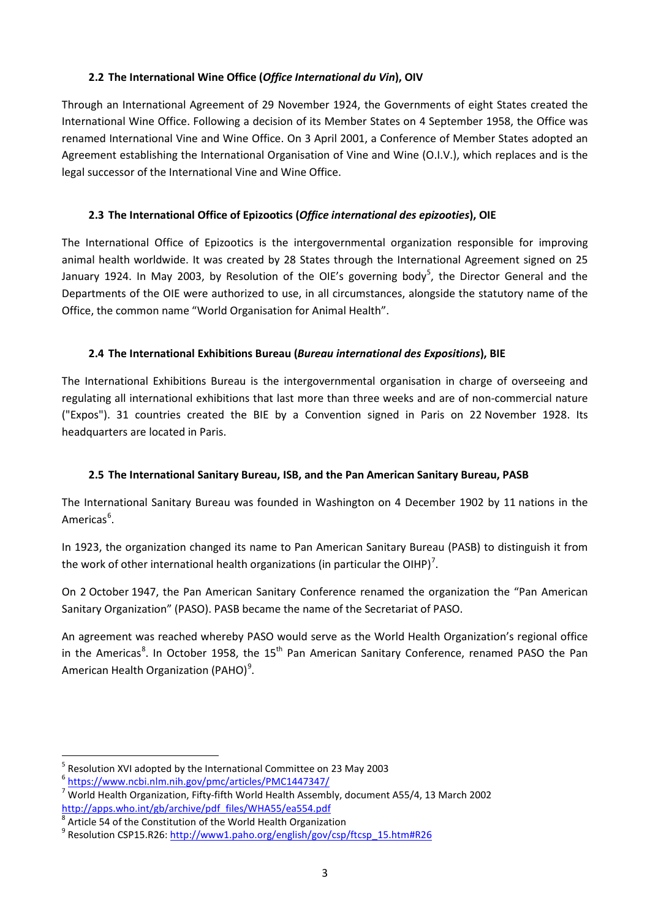### 2.2 The International Wine Office (*Office International du Vin*), OIV

Through an International Agreement of 29 November 1924, the Governments of eight States created the International Wine Office. Following a decision of its Member States on 4 September 1958, the Office was renamed International Vine and Wine Office. On 3 April 2001, a Conference of Member States adopted an Agreement establishing the International Organisation of Vine and Wine (O.I.V.), which replaces and is the legal successor of the International Vine and Wine Office.

### 2.3 The International Office of Epizootics (*Office international des epizooties*), OIE

The International Office of Epizootics is the intergovernmental organization responsible for improving animal health worldwide. It was created by 28 States through the International Agreement signed on 25 January 1924. In May 2003, by Resolution of the OIE's governing body[5], the Director General and the Departments of the OIE were authorized to use, in all circumstances, alongside the statutory name of the Office, the common name "World Organisation for Animal Health".

### 2.4 The International Exhibitions Bureau (*Bureau international des Expositions*), BIE

The International Exhibitions Bureau is the intergovernmental organisation in charge of overseeing and regulating all international exhibitions that last more than three weeks and are of non-commercial nature ("Expos"). 31 countries created the BIE by a Convention signed in Paris on 22 November 1928. Its headquarters are located in Paris.

### 2.5 The International Sanitary Bureau, ISB, and the Pan American Sanitary Bureau, PASB

The International Sanitary Bureau was founded in Washington on 4 December 1902 by 11 nations in the Americas[6].

In 1923, the organization changed its name to Pan American Sanitary Bureau (PASB) to distinguish it from the work of other international health organizations (in particular the OIHP)[7].

On 2 October 1947, the Pan American Sanitary Conference renamed the organization the "Pan American Sanitary Organization" (PASO). PASB became the name of the Secretariat of PASO.

An agreement was reached whereby PASO would serve as the World Health Organization's regional office in the Americas[8]. In October 1958, the 15th Pan American Sanitary Conference, renamed PASO the Pan American Health Organization (PAHO)[9].

---

[5] Resolution XVI adopted by the International Committee on 23 May 2003

[6] https://www.ncbi.nlm.nih.gov/pmc/articles/PMC1447347/

[7] World Health Organization, Fifty-fifth World Health Assembly, document A55/4, 13 March 2002 http://apps.who.int/gb/archive/pdf_files/WHA55/ea554.pdf

[8] Article 54 of the Constitution of the World Health Organization

[9] Resolution CSP15.R26: http://www1.paho.org/english/gov/csp/ftcsp_15.htm#R26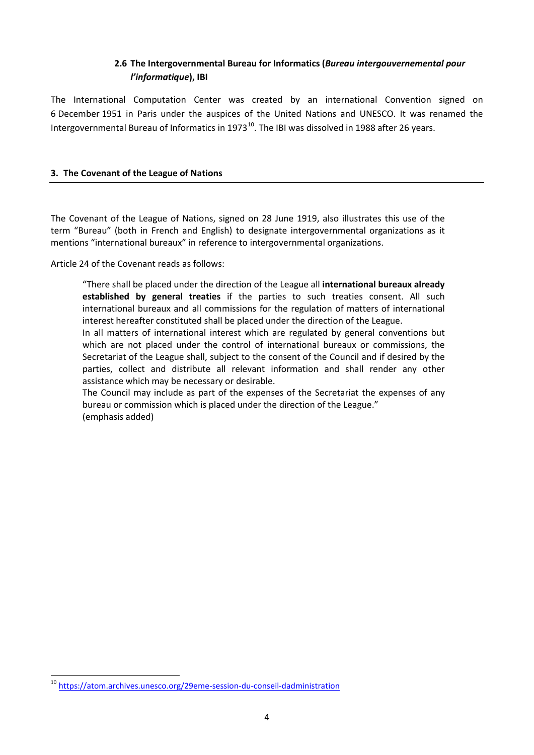### 2.6 The Intergovernmental Bureau for Informatics (*Bureau intergouvernemental pour l'informatique*), IBI

The International Computation Center was created by an international Convention signed on 6 December 1951 in Paris under the auspices of the United Nations and UNESCO. It was renamed the Intergovernmental Bureau of Informatics in 1973[10]. The IBI was dissolved in 1988 after 26 years.

## 3. The Covenant of the League of Nations

The Covenant of the League of Nations, signed on 28 June 1919, also illustrates this use of the term "Bureau" (both in French and English) to designate intergovernmental organizations as it mentions "international bureaux" in reference to intergovernmental organizations.

Article 24 of the Covenant reads as follows:

> "There shall be placed under the direction of the League all **international bureaux already established by general treaties** if the parties to such treaties consent. All such international bureaux and all commissions for the regulation of matters of international interest hereafter constituted shall be placed under the direction of the League.
>
> In all matters of international interest which are regulated by general conventions but which are not placed under the control of international bureaux or commissions, the Secretariat of the League shall, subject to the consent of the Council and if desired by the parties, collect and distribute all relevant information and shall render any other assistance which may be necessary or desirable.
>
> The Council may include as part of the expenses of the Secretariat the expenses of any bureau or commission which is placed under the direction of the League."
>
> (emphasis added)

---

[10] https://atom.archives.unesco.org/29eme-session-du-conseil-dadministration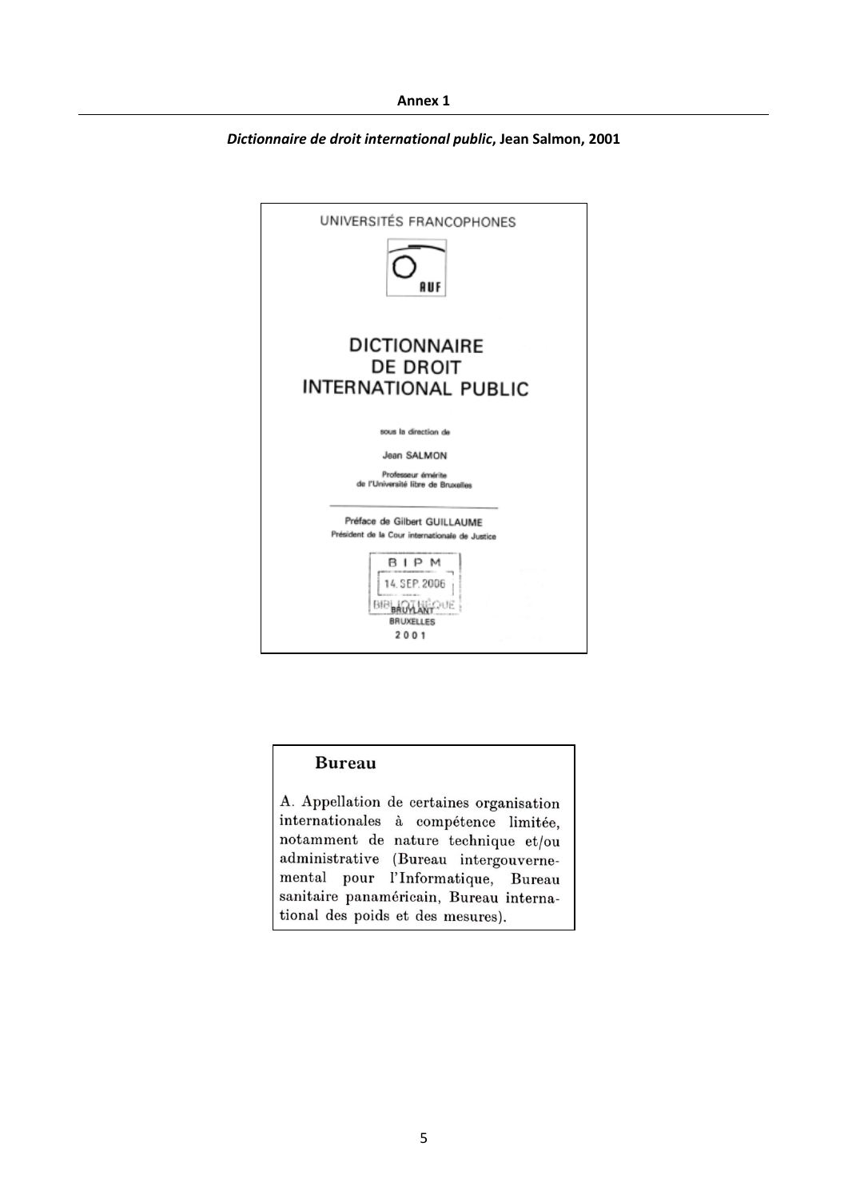**Annex 1**

***Dictionnaire de droit international public*, Jean Salmon, 2001**

UNIVERSITÉS FRANCOPHONES

AUF

DICTIONNAIRE DE DROIT INTERNATIONAL PUBLIC

sous la direction de

Jean SALMON

Professeur émérite de l'Université libre de Bruxelles

Préface de Gilbert GUILLAUME

Président de la Cour internationale de Justice

BIPM

14. SEP. 2006

BIBLIOTHÈQUE

BRUYLANT

BRUXELLES

2001

**Bureau**

A. Appellation de certaines organisation internationales à compétence limitée, notamment de nature technique et/ou administrative (Bureau intergouvernemental pour l'Informatique, Bureau sanitaire panaméricain, Bureau international des poids et des mesures).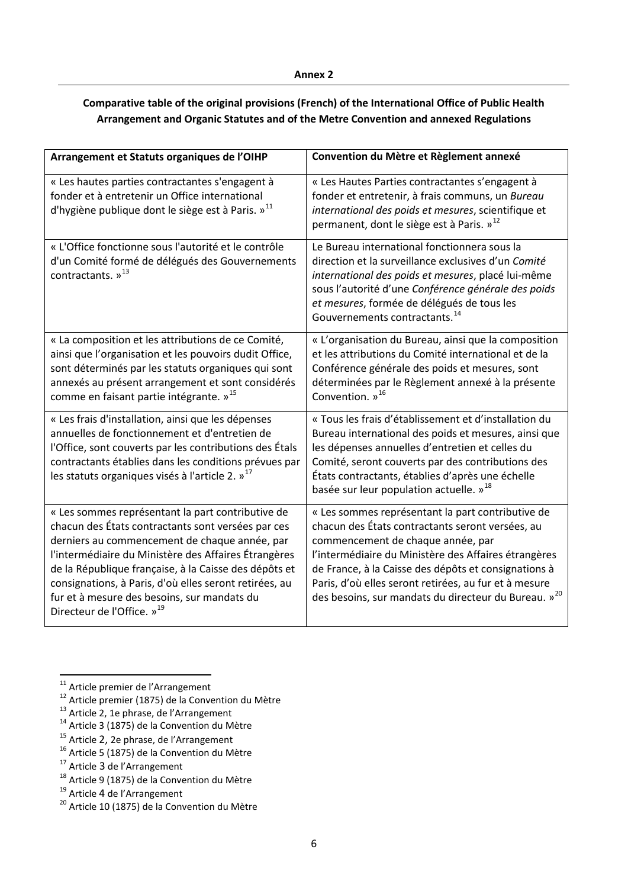**Annex 2**

**Comparative table of the original provisions (French) of the International Office of Public Health Arrangement and Organic Statutes and of the Metre Convention and annexed Regulations**

| Arrangement et Statuts organiques de l'OIHP | Convention du Mètre et Règlement annexé |
|---|---|
| « Les hautes parties contractantes s'engagent à fonder et à entretenir un Office international d'hygiène publique dont le siège est à Paris. »[11] | « Les Hautes Parties contractantes s'engagent à fonder et entretenir, à frais communs, un *Bureau international des poids et mesures*, scientifique et permanent, dont le siège est à Paris. »[12] |
| « L'Office fonctionne sous l'autorité et le contrôle d'un Comité formé de délégués des Gouvernements contractants. »[13] | Le Bureau international fonctionnera sous la direction et la surveillance exclusives d'un *Comité international des poids et mesures*, placé lui-même sous l'autorité d'une *Conférence générale des poids et mesures*, formée de délégués de tous les Gouvernements contractants.[14] |
| « La composition et les attributions de ce Comité, ainsi que l'organisation et les pouvoirs dudit Office, sont déterminés par les statuts organiques qui sont annexés au présent arrangement et sont considérés comme en faisant partie intégrante. »[15] | « L'organisation du Bureau, ainsi que la composition et les attributions du Comité international et de la Conférence générale des poids et mesures, sont déterminées par le Règlement annexé à la présente Convention. »[16] |
| « Les frais d'installation, ainsi que les dépenses annuelles de fonctionnement et d'entretien de l'Office, sont couverts par les contributions des États contractants établies dans les conditions prévues par les statuts organiques visés à l'article 2. »[17] | « Tous les frais d'établissement et d'installation du Bureau international des poids et mesures, ainsi que les dépenses annuelles d'entretien et celles du Comité, seront couverts par des contributions des États contractants, établies d'après une échelle basée sur leur population actuelle. »[18] |
| « Les sommes représentant la part contributive de chacun des États contractants sont versées par ces derniers au commencement de chaque année, par l'intermédiaire du Ministère des Affaires Étrangères de la République française, à la Caisse des dépôts et consignations, à Paris, d'où elles seront retirées, au fur et à mesure des besoins, sur mandats du Directeur de l'Office. »[19] | « Les sommes représentant la part contributive de chacun des États contractants seront versées, au commencement de chaque année, par l'intermédiaire du Ministère des Affaires étrangères de France, à la Caisse des dépôts et consignations à Paris, d'où elles seront retirées, au fur et à mesure des besoins, sur mandats du directeur du Bureau. »[20] |

[11] Article premier de l'Arrangement
[12] Article premier (1875) de la Convention du Mètre
[13] Article 2, 1e phrase, de l'Arrangement
[14] Article 3 (1875) de la Convention du Mètre
[15] Article 2, 2e phrase, de l'Arrangement
[16] Article 5 (1875) de la Convention du Mètre
[17] Article 3 de l'Arrangement
[18] Article 9 (1875) de la Convention du Mètre
[19] Article 4 de l'Arrangement
[20] Article 10 (1875) de la Convention du Mètre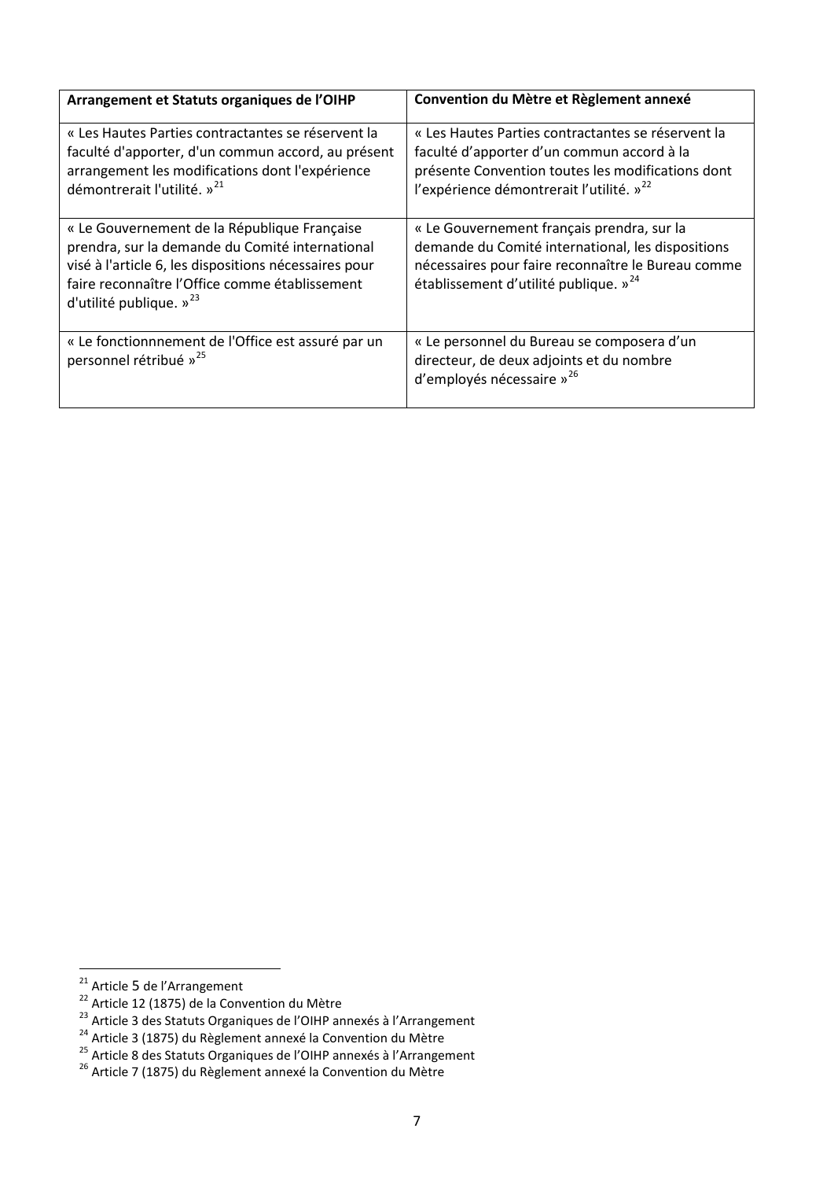| Arrangement et Statuts organiques de l'OIHP | Convention du Mètre et Règlement annexé |
| --- | --- |
| « Les Hautes Parties contractantes se réservent la faculté d'apporter, d'un commun accord, au présent arrangement les modifications dont l'expérience démontrerait l'utilité. »[21] | « Les Hautes Parties contractantes se réservent la faculté d'apporter d'un commun accord à la présente Convention toutes les modifications dont l'expérience démontrerait l'utilité. »[22] |
| « Le Gouvernement de la République Française prendra, sur la demande du Comité international visé à l'article 6, les dispositions nécessaires pour faire reconnaître l'Office comme établissement d'utilité publique. »[23] | « Le Gouvernement français prendra, sur la demande du Comité international, les dispositions nécessaires pour faire reconnaître le Bureau comme établissement d'utilité publique. »[24] |
| « Le fonctionnnement de l'Office est assuré par un personnel rétribué »[25] | « Le personnel du Bureau se composera d'un directeur, de deux adjoints et du nombre d'employés nécessaire »[26] |

[21] Article 5 de l'Arrangement
[22] Article 12 (1875) de la Convention du Mètre
[23] Article 3 des Statuts Organiques de l'OIHP annexés à l'Arrangement
[24] Article 3 (1875) du Règlement annexé la Convention du Mètre
[25] Article 8 des Statuts Organiques de l'OIHP annexés à l'Arrangement
[26] Article 7 (1875) du Règlement annexé la Convention du Mètre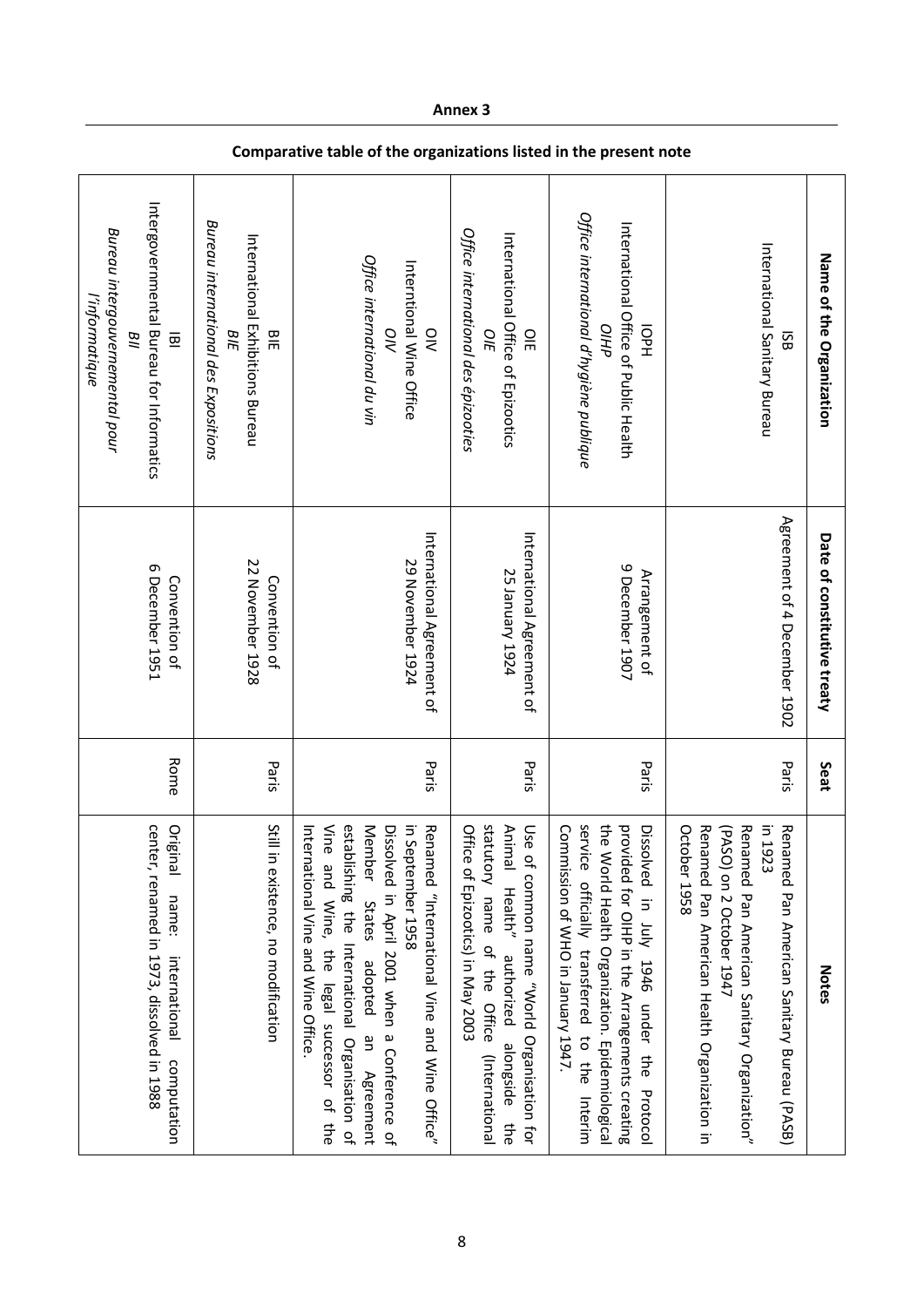**Annex 3**

**Comparative table of the organizations listed in the present note**

| Name of the Organization | Date of constitutive treaty | Seat | Notes |
|---|---|---|---|
| ISB<br>International Sanitary Bureau | Agreement of 4 December 1902 | Paris | Renamed Pan American Sanitary Bureau (PASB) in 1923<br>Renamed Pan American Sanitary Organization" (PASO) on 2 October 1947<br>Renamed Pan American Health Organization in October 1958 |
| IOPH<br>International Office of Public Health<br>*OIHP*<br>*Office international d'hygiène publique* | Arrangement of 9 December 1907 | Paris | Dissolved in July 1946 under the Protocol provided for OIHP in the Arrangements creating the World Health Organization. Epidemiological service officially transferred to the Interim Commission of WHO in January 1947. |
| OIE<br>International Office of Epizootics<br>*OIE*<br>*Office international des épizooties* | International Agreement of 25 January 1924 | Paris | Use of common name "World Organisation for Animal Health" authorized alongside the statutory name of the Office (International Office of Epizootics) in May 2003 |
| OIV<br>Interntional Wine Office<br>*OIV*<br>*Office international du vin* | International Agreement of 29 November 1924 | Paris | Renamed "International Vine and Wine Office" in September 1958<br>Dissolved in April 2001 when a Conference of Member States adopted an Agreement establishing the International Organisation of Vine and Wine, the legal successor of the International Vine and Wine Office. |
| BIE<br>International Exhibitions Bureau<br>*BIE*<br>*Bureau international des Expositions* | Convention of 22 November 1928 | Paris | Still in existence, no modification |
| IBI<br>Intergovernmental Bureau for Informatics<br>*BII*<br>*Bureau intergouvernemental pour l'informatique* | Convention of 6 December 1951 | Rome | Original name: international computation center, renamed in 1973, dissolved in 1988 |